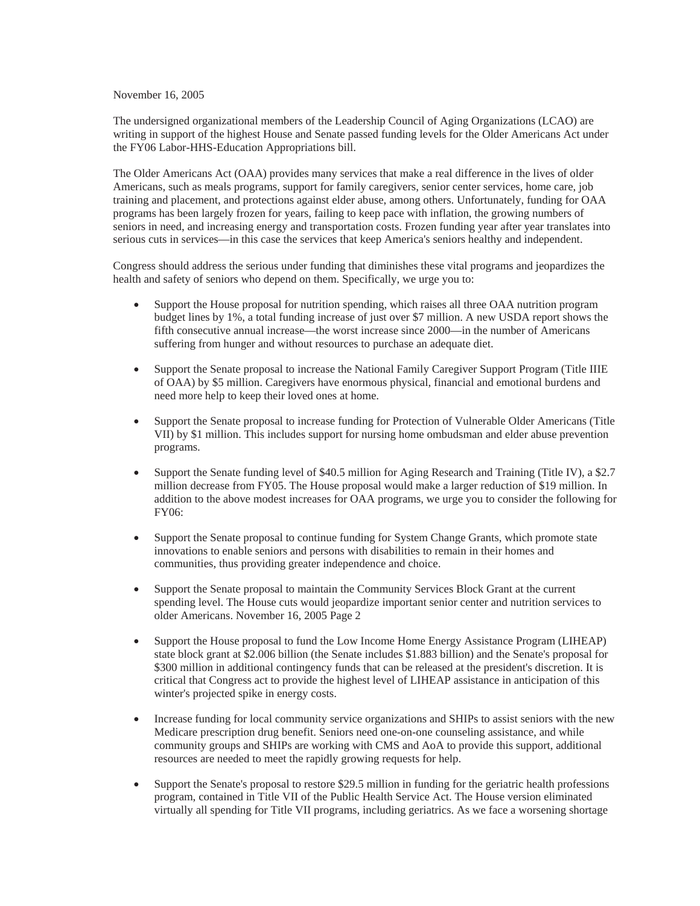November 16, 2005

The undersigned organizational members of the Leadership Council of Aging Organizations (LCAO) are writing in support of the highest House and Senate passed funding levels for the Older Americans Act under the FY06 Labor-HHS-Education Appropriations bill.

The Older Americans Act (OAA) provides many services that make a real difference in the lives of older Americans, such as meals programs, support for family caregivers, senior center services, home care, job training and placement, and protections against elder abuse, among others. Unfortunately, funding for OAA programs has been largely frozen for years, failing to keep pace with inflation, the growing numbers of seniors in need, and increasing energy and transportation costs. Frozen funding year after year translates into serious cuts in services—in this case the services that keep America's seniors healthy and independent.

Congress should address the serious under funding that diminishes these vital programs and jeopardizes the health and safety of seniors who depend on them. Specifically, we urge you to:

- Support the House proposal for nutrition spending, which raises all three OAA nutrition program budget lines by 1%, a total funding increase of just over $7 million. A new USDA report shows the fifth consecutive annual increase—the worst increase since 2000—in the number of Americans suffering from hunger and without resources to purchase an adequate diet.

- Support the Senate proposal to increase the National Family Caregiver Support Program (Title IIIE of OAA) by $5 million. Caregivers have enormous physical, financial and emotional burdens and need more help to keep their loved ones at home.

- Support the Senate proposal to increase funding for Protection of Vulnerable Older Americans (Title VII) by $1 million. This includes support for nursing home ombudsman and elder abuse prevention programs.

- Support the Senate funding level of $40.5 million for Aging Research and Training (Title IV), a $2.7 million decrease from FY05. The House proposal would make a larger reduction of $19 million. In addition to the above modest increases for OAA programs, we urge you to consider the following for FY06:

- Support the Senate proposal to continue funding for System Change Grants, which promote state innovations to enable seniors and persons with disabilities to remain in their homes and communities, thus providing greater independence and choice.

- Support the Senate proposal to maintain the Community Services Block Grant at the current spending level. The House cuts would jeopardize important senior center and nutrition services to older Americans. November 16, 2005 Page 2

- Support the House proposal to fund the Low Income Home Energy Assistance Program (LIHEAP) state block grant at $2.006 billion (the Senate includes $1.883 billion) and the Senate's proposal for $300 million in additional contingency funds that can be released at the president's discretion. It is critical that Congress act to provide the highest level of LIHEAP assistance in anticipation of this winter's projected spike in energy costs.

- Increase funding for local community service organizations and SHIPs to assist seniors with the new Medicare prescription drug benefit. Seniors need one-on-one counseling assistance, and while community groups and SHIPs are working with CMS and AoA to provide this support, additional resources are needed to meet the rapidly growing requests for help.

- Support the Senate's proposal to restore $29.5 million in funding for the geriatric health professions program, contained in Title VII of the Public Health Service Act. The House version eliminated virtually all spending for Title VII programs, including geriatrics. As we face a worsening shortage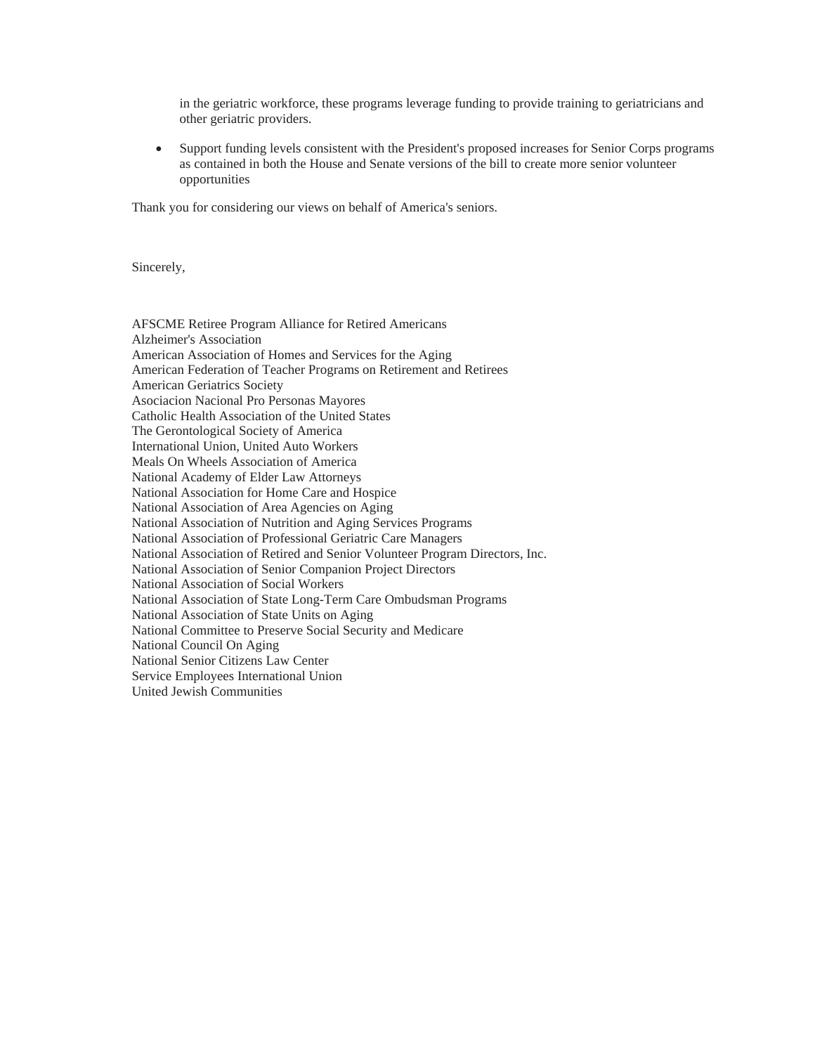in the geriatric workforce, these programs leverage funding to provide training to geriatricians and other geriatric providers.

- Support funding levels consistent with the President's proposed increases for Senior Corps programs as contained in both the House and Senate versions of the bill to create more senior volunteer opportunities

Thank you for considering our views on behalf of America's seniors.

Sincerely,

AFSCME Retiree Program Alliance for Retired Americans
Alzheimer's Association
American Association of Homes and Services for the Aging
American Federation of Teacher Programs on Retirement and Retirees
American Geriatrics Society
Asociacion Nacional Pro Personas Mayores
Catholic Health Association of the United States
The Gerontological Society of America
International Union, United Auto Workers
Meals On Wheels Association of America
National Academy of Elder Law Attorneys
National Association for Home Care and Hospice
National Association of Area Agencies on Aging
National Association of Nutrition and Aging Services Programs
National Association of Professional Geriatric Care Managers
National Association of Retired and Senior Volunteer Program Directors, Inc.
National Association of Senior Companion Project Directors
National Association of Social Workers
National Association of State Long-Term Care Ombudsman Programs
National Association of State Units on Aging
National Committee to Preserve Social Security and Medicare
National Council On Aging
National Senior Citizens Law Center
Service Employees International Union
United Jewish Communities